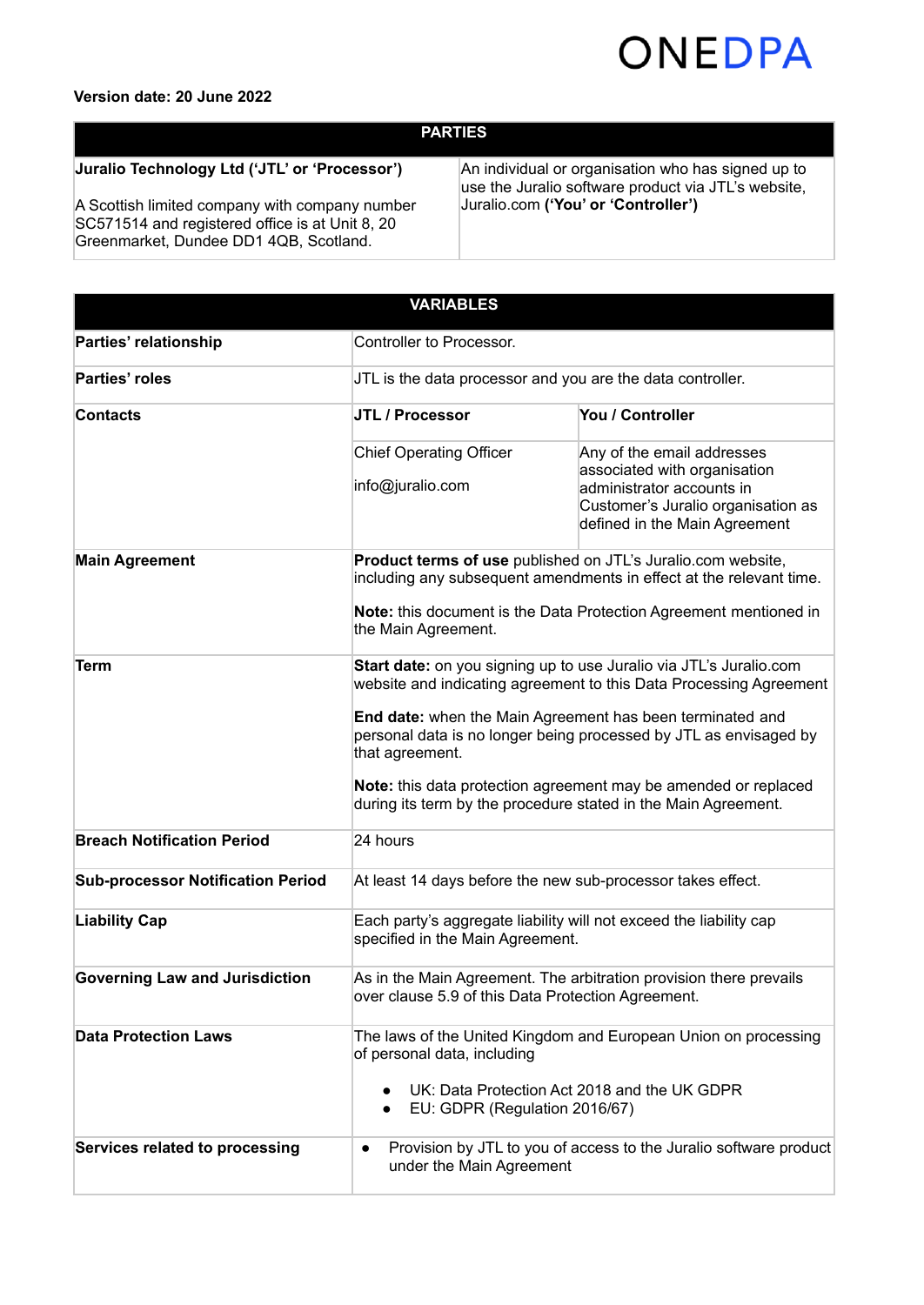ONEDPA

**Version date: 20 June 2022**

| PARTIES | |
|---|---|
| **Juralio Technology Ltd ('JTL' or 'Processor')**<br><br>A Scottish limited company with company number SC571514 and registered office is at Unit 8, 20 Greenmarket, Dundee DD1 4QB, Scotland. | An individual or organisation who has signed up to use the Juralio software product via JTL's website, Juralio.com **('You' or 'Controller')** |

| VARIABLES | | |
|---|---|---|
| **Parties' relationship** | Controller to Processor. | |
| **Parties' roles** | JTL is the data processor and you are the data controller. | |
| **Contacts** | **JTL / Processor** | **You / Controller** |
| | Chief Operating Officer<br><br>info@juralio.com | Any of the email addresses associated with organisation administrator accounts in Customer's Juralio organisation as defined in the Main Agreement |
| **Main Agreement** | **Product terms of use** published on JTL's Juralio.com website, including any subsequent amendments in effect at the relevant time.<br><br>**Note:** this document is the Data Protection Agreement mentioned in the Main Agreement. | |
| **Term** | **Start date:** on you signing up to use Juralio via JTL's Juralio.com website and indicating agreement to this Data Processing Agreement<br><br>**End date:** when the Main Agreement has been terminated and personal data is no longer being processed by JTL as envisaged by that agreement.<br><br>**Note:** this data protection agreement may be amended or replaced during its term by the procedure stated in the Main Agreement. | |
| **Breach Notification Period** | 24 hours | |
| **Sub-processor Notification Period** | At least 14 days before the new sub-processor takes effect. | |
| **Liability Cap** | Each party's aggregate liability will not exceed the liability cap specified in the Main Agreement. | |
| **Governing Law and Jurisdiction** | As in the Main Agreement. The arbitration provision there prevails over clause 5.9 of this Data Protection Agreement. | |
| **Data Protection Laws** | The laws of the United Kingdom and European Union on processing of personal data, including<br><br>• UK: Data Protection Act 2018 and the UK GDPR<br>• EU: GDPR (Regulation 2016/67) | |
| **Services related to processing** | • Provision by JTL to you of access to the Juralio software product under the Main Agreement | |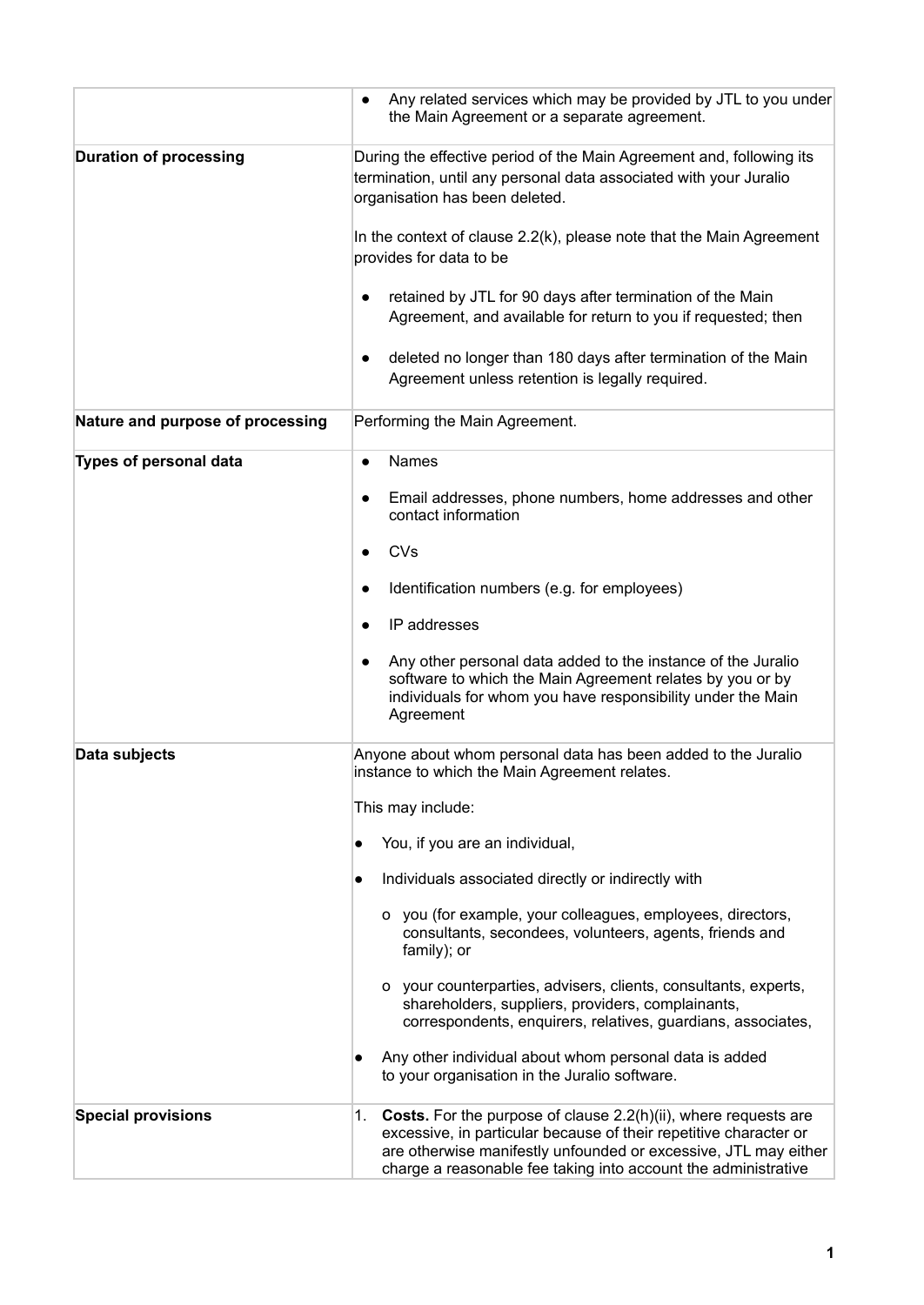| | |
|---|---|
| | • Any related services which may be provided by JTL to you under the Main Agreement or a separate agreement. |
| **Duration of processing** | During the effective period of the Main Agreement and, following its termination, until any personal data associated with your Juralio organisation has been deleted.<br><br>In the context of clause 2.2(k), please note that the Main Agreement provides for data to be<br><br>• retained by JTL for 90 days after termination of the Main Agreement, and available for return to you if requested; then<br><br>• deleted no longer than 180 days after termination of the Main Agreement unless retention is legally required. |
| **Nature and purpose of processing** | Performing the Main Agreement. |
| **Types of personal data** | • Names<br><br>• Email addresses, phone numbers, home addresses and other contact information<br><br>• CVs<br><br>• Identification numbers (e.g. for employees)<br><br>• IP addresses<br><br>• Any other personal data added to the instance of the Juralio software to which the Main Agreement relates by you or by individuals for whom you have responsibility under the Main Agreement |
| **Data subjects** | Anyone about whom personal data has been added to the Juralio instance to which the Main Agreement relates.<br><br>This may include:<br><br>• You, if you are an individual,<br><br>• Individuals associated directly or indirectly with<br><br>o you (for example, your colleagues, employees, directors, consultants, secondees, volunteers, agents, friends and family); or<br><br>o your counterparties, advisers, clients, consultants, experts, shareholders, suppliers, providers, complainants, correspondents, enquirers, relatives, guardians, associates,<br><br>• Any other individual about whom personal data is added to your organisation in the Juralio software. |
| **Special provisions** | 1. **Costs.** For the purpose of clause 2.2(h)(ii), where requests are excessive, in particular because of their repetitive character or are otherwise manifestly unfounded or excessive, JTL may either charge a reasonable fee taking into account the administrative |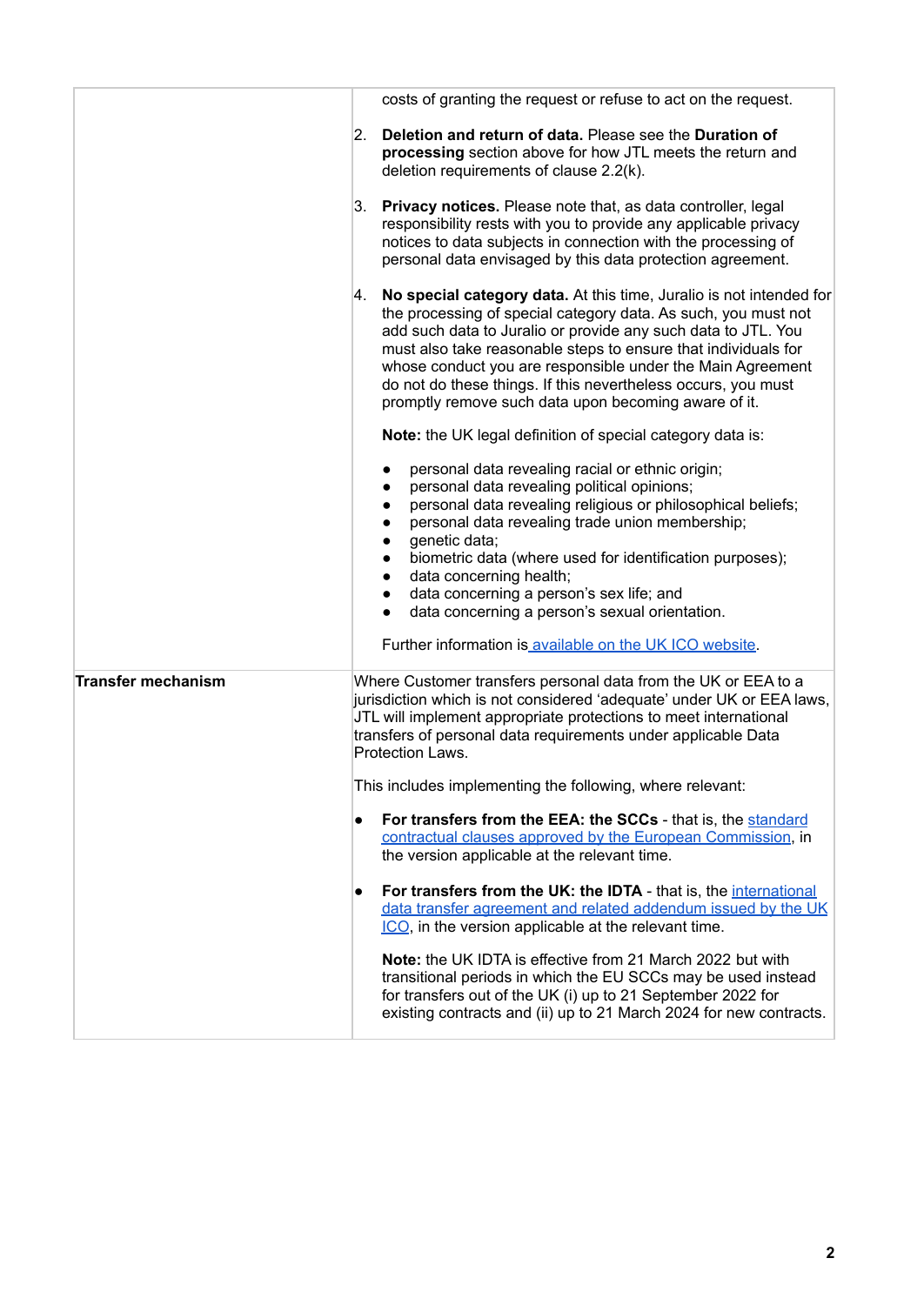| | |
|---|---|
| | costs of granting the request or refuse to act on the request.<br><br>2. **Deletion and return of data.** Please see the **Duration of processing** section above for how JTL meets the return and deletion requirements of clause 2.2(k).<br><br>3. **Privacy notices.** Please note that, as data controller, legal responsibility rests with you to provide any applicable privacy notices to data subjects in connection with the processing of personal data envisaged by this data protection agreement.<br><br>4. **No special category data.** At this time, Juralio is not intended for the processing of special category data. As such, you must not add such data to Juralio or provide any such data to JTL. You must also take reasonable steps to ensure that individuals for whose conduct you are responsible under the Main Agreement do not do these things. If this nevertheless occurs, you must promptly remove such data upon becoming aware of it.<br><br>**Note:** the UK legal definition of special category data is:<br><br>• personal data revealing racial or ethnic origin;<br>• personal data revealing political opinions;<br>• personal data revealing religious or philosophical beliefs;<br>• personal data revealing trade union membership;<br>• genetic data;<br>• biometric data (where used for identification purposes);<br>• data concerning health;<br>• data concerning a person's sex life; and<br>• data concerning a person's sexual orientation.<br><br>Further information is available on the UK ICO website. |
| **Transfer mechanism** | Where Customer transfers personal data from the UK or EEA to a jurisdiction which is not considered 'adequate' under UK or EEA laws, JTL will implement appropriate protections to meet international transfers of personal data requirements under applicable Data Protection Laws.<br><br>This includes implementing the following, where relevant:<br><br>• **For transfers from the EEA: the SCCs** - that is, the standard contractual clauses approved by the European Commission, in the version applicable at the relevant time.<br><br>• **For transfers from the UK: the IDTA** - that is, the international data transfer agreement and related addendum issued by the UK ICO, in the version applicable at the relevant time.<br><br>**Note:** the UK IDTA is effective from 21 March 2022 but with transitional periods in which the EU SCCs may be used instead for transfers out of the UK (i) up to 21 September 2022 for existing contracts and (ii) up to 21 March 2024 for new contracts. |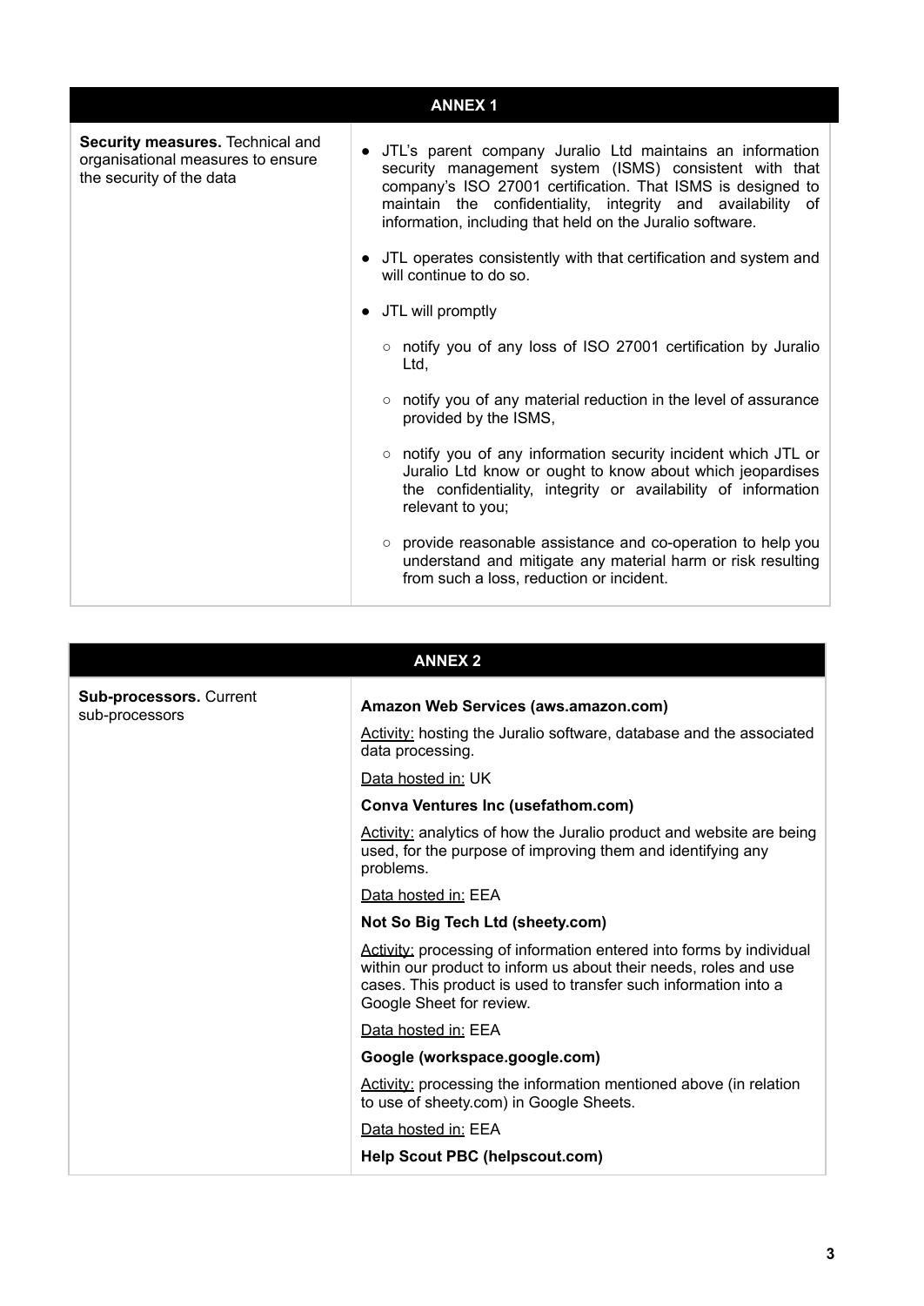| ANNEX 1 | |
|---|---|
| **Security measures.** Technical and organisational measures to ensure the security of the data | • JTL's parent company Juralio Ltd maintains an information security management system (ISMS) consistent with that company's ISO 27001 certification. That ISMS is designed to maintain the confidentiality, integrity and availability of information, including that held on the Juralio software.<br><br>• JTL operates consistently with that certification and system and will continue to do so.<br><br>• JTL will promptly<br><br>○ notify you of any loss of ISO 27001 certification by Juralio Ltd,<br><br>○ notify you of any material reduction in the level of assurance provided by the ISMS,<br><br>○ notify you of any information security incident which JTL or Juralio Ltd know or ought to know about which jeopardises the confidentiality, integrity or availability of information relevant to you;<br><br>○ provide reasonable assistance and co-operation to help you understand and mitigate any material harm or risk resulting from such a loss, reduction or incident. |

| ANNEX 2 | |
|---|---|
| **Sub-processors.** Current sub-processors | **Amazon Web Services (aws.amazon.com)**<br><br>Activity: hosting the Juralio software, database and the associated data processing.<br><br>Data hosted in: UK<br><br>**Conva Ventures Inc (usefathom.com)**<br><br>Activity: analytics of how the Juralio product and website are being used, for the purpose of improving them and identifying any problems.<br><br>Data hosted in: EEA<br><br>**Not So Big Tech Ltd (sheety.com)**<br><br>Activity: processing of information entered into forms by individual within our product to inform us about their needs, roles and use cases. This product is used to transfer such information into a Google Sheet for review.<br><br>Data hosted in: EEA<br><br>**Google (workspace.google.com)**<br><br>Activity: processing the information mentioned above (in relation to use of sheety.com) in Google Sheets.<br><br>Data hosted in: EEA<br><br>**Help Scout PBC (helpscout.com)** |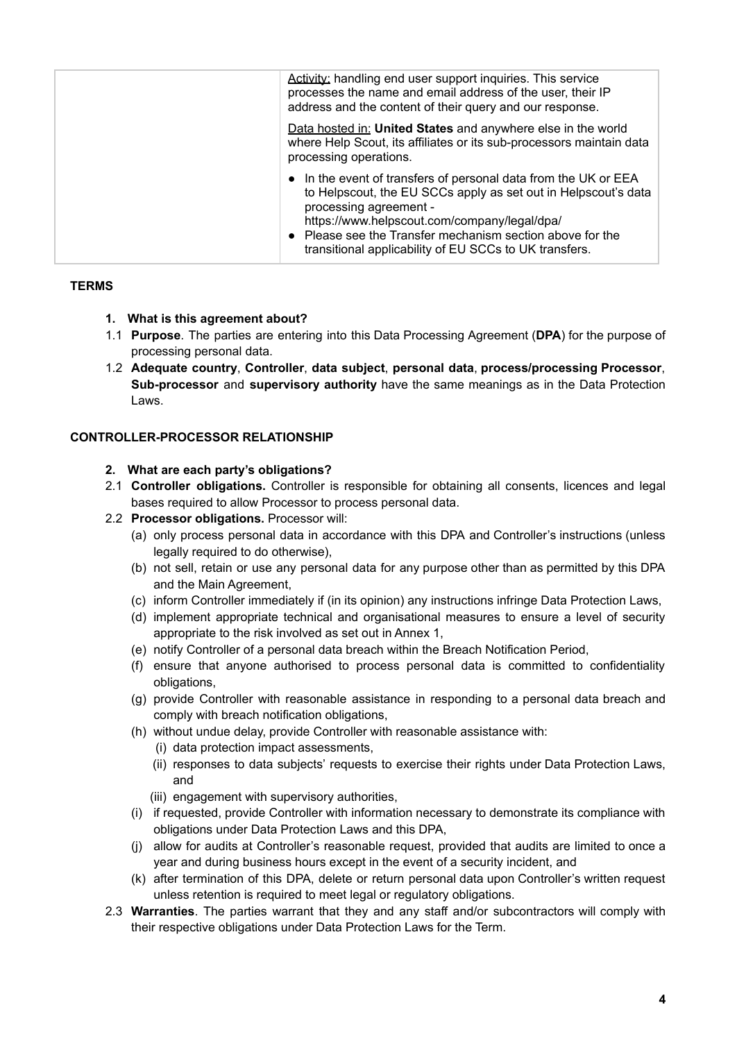| | |
|---|---|
| | Activity: handling end user support inquiries. This service processes the name and email address of the user, their IP address and the content of their query and our response.<br><br>Data hosted in: **United States** and anywhere else in the world where Help Scout, its affiliates or its sub-processors maintain data processing operations.<br><br>• In the event of transfers of personal data from the UK or EEA to Helpscout, the EU SCCs apply as set out in Helpscout's data processing agreement - https://www.helpscout.com/company/legal/dpa/<br>• Please see the Transfer mechanism section above for the transitional applicability of EU SCCs to UK transfers. |

**TERMS**

**1. What is this agreement about?**

1.1 **Purpose**. The parties are entering into this Data Processing Agreement (**DPA**) for the purpose of processing personal data.

1.2 **Adequate country**, **Controller**, **data subject**, **personal data**, **process/processing Processor**, **Sub-processor** and **supervisory authority** have the same meanings as in the Data Protection Laws.

**CONTROLLER-PROCESSOR RELATIONSHIP**

**2. What are each party's obligations?**

2.1 **Controller obligations.** Controller is responsible for obtaining all consents, licences and legal bases required to allow Processor to process personal data.

2.2 **Processor obligations.** Processor will:

(a) only process personal data in accordance with this DPA and Controller's instructions (unless legally required to do otherwise),

(b) not sell, retain or use any personal data for any purpose other than as permitted by this DPA and the Main Agreement,

(c) inform Controller immediately if (in its opinion) any instructions infringe Data Protection Laws,

(d) implement appropriate technical and organisational measures to ensure a level of security appropriate to the risk involved as set out in Annex 1,

(e) notify Controller of a personal data breach within the Breach Notification Period,

(f) ensure that anyone authorised to process personal data is committed to confidentiality obligations,

(g) provide Controller with reasonable assistance in responding to a personal data breach and comply with breach notification obligations,

(h) without undue delay, provide Controller with reasonable assistance with:

(i) data protection impact assessments,

(ii) responses to data subjects' requests to exercise their rights under Data Protection Laws, and

(iii) engagement with supervisory authorities,

(i) if requested, provide Controller with information necessary to demonstrate its compliance with obligations under Data Protection Laws and this DPA,

(j) allow for audits at Controller's reasonable request, provided that audits are limited to once a year and during business hours except in the event of a security incident, and

(k) after termination of this DPA, delete or return personal data upon Controller's written request unless retention is required to meet legal or regulatory obligations.

2.3 **Warranties**. The parties warrant that they and any staff and/or subcontractors will comply with their respective obligations under Data Protection Laws for the Term.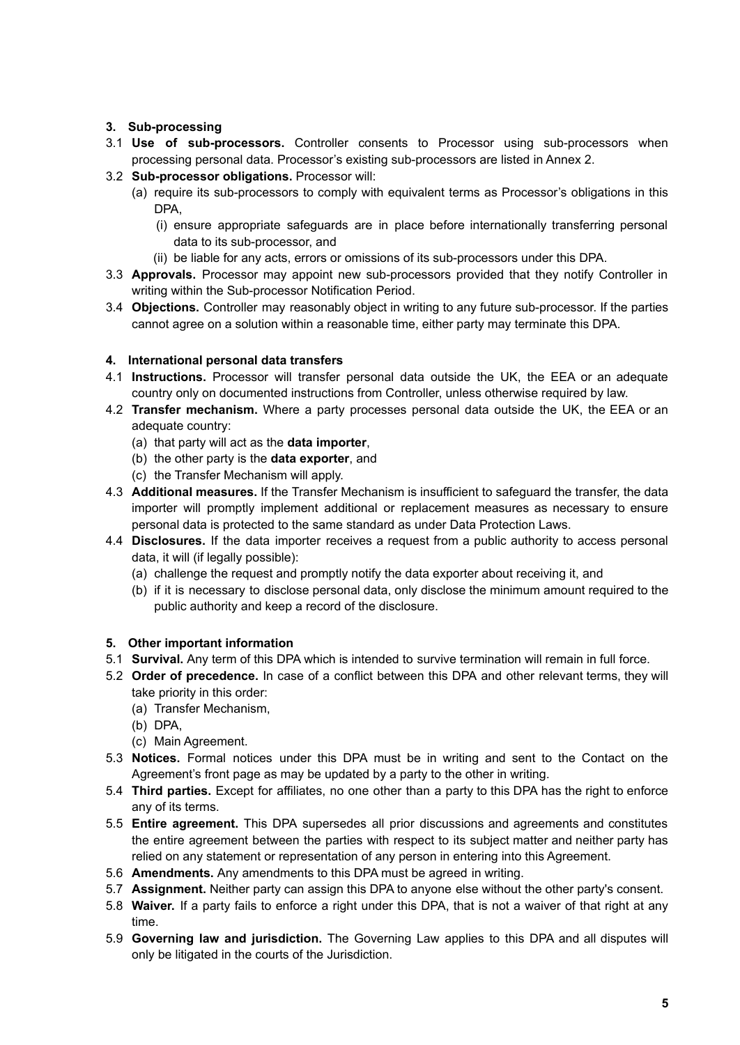## 3. Sub-processing

3.1 **Use of sub-processors.** Controller consents to Processor using sub-processors when processing personal data. Processor's existing sub-processors are listed in Annex 2.

3.2 **Sub-processor obligations.** Processor will:

(a) require its sub-processors to comply with equivalent terms as Processor's obligations in this DPA,

(i) ensure appropriate safeguards are in place before internationally transferring personal data to its sub-processor, and

(ii) be liable for any acts, errors or omissions of its sub-processors under this DPA.

3.3 **Approvals.** Processor may appoint new sub-processors provided that they notify Controller in writing within the Sub-processor Notification Period.

3.4 **Objections.** Controller may reasonably object in writing to any future sub-processor. If the parties cannot agree on a solution within a reasonable time, either party may terminate this DPA.

## 4. International personal data transfers

4.1 **Instructions.** Processor will transfer personal data outside the UK, the EEA or an adequate country only on documented instructions from Controller, unless otherwise required by law.

4.2 **Transfer mechanism.** Where a party processes personal data outside the UK, the EEA or an adequate country:

(a) that party will act as the **data importer**,

(b) the other party is the **data exporter**, and

(c) the Transfer Mechanism will apply.

4.3 **Additional measures.** If the Transfer Mechanism is insufficient to safeguard the transfer, the data importer will promptly implement additional or replacement measures as necessary to ensure personal data is protected to the same standard as under Data Protection Laws.

4.4 **Disclosures.** If the data importer receives a request from a public authority to access personal data, it will (if legally possible):

(a) challenge the request and promptly notify the data exporter about receiving it, and

(b) if it is necessary to disclose personal data, only disclose the minimum amount required to the public authority and keep a record of the disclosure.

## 5. Other important information

5.1 **Survival.** Any term of this DPA which is intended to survive termination will remain in full force.

5.2 **Order of precedence.** In case of a conflict between this DPA and other relevant terms, they will take priority in this order:

(a) Transfer Mechanism,

(b) DPA,

(c) Main Agreement.

5.3 **Notices.** Formal notices under this DPA must be in writing and sent to the Contact on the Agreement's front page as may be updated by a party to the other in writing.

5.4 **Third parties.** Except for affiliates, no one other than a party to this DPA has the right to enforce any of its terms.

5.5 **Entire agreement.** This DPA supersedes all prior discussions and agreements and constitutes the entire agreement between the parties with respect to its subject matter and neither party has relied on any statement or representation of any person in entering into this Agreement.

5.6 **Amendments.** Any amendments to this DPA must be agreed in writing.

5.7 **Assignment.** Neither party can assign this DPA to anyone else without the other party's consent.

5.8 **Waiver.** If a party fails to enforce a right under this DPA, that is not a waiver of that right at any time.

5.9 **Governing law and jurisdiction.** The Governing Law applies to this DPA and all disputes will only be litigated in the courts of the Jurisdiction.